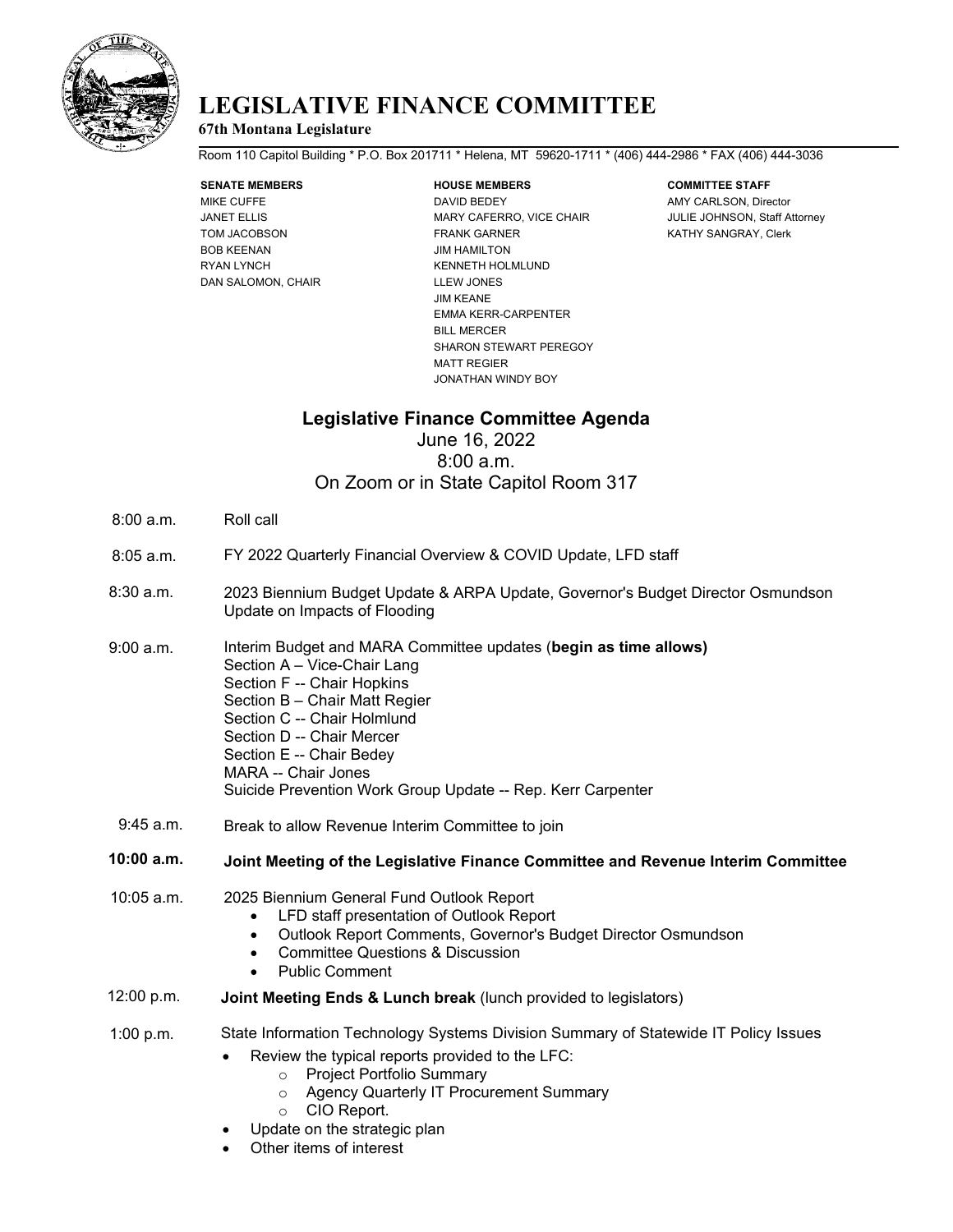# LEGISLATIVE FINANCE COMMITTEE

**67th Montana Legislature**

Room 110 Capitol Building * P.O. Box 201711 * Helena, MT 59620-1711 * (406) 444-2986 * FAX (406) 444-3036

| SENATE MEMBERS | HOUSE MEMBERS | COMMITTEE STAFF |
| --- | --- | --- |
| MIKE CUFFE | DAVID BEDEY | AMY CARLSON, Director |
| JANET ELLIS | MARY CAFERRO, VICE CHAIR | JULIE JOHNSON, Staff Attorney |
| TOM JACOBSON | FRANK GARNER | KATHY SANGRAY, Clerk |
| BOB KEENAN | JIM HAMILTON | |
| RYAN LYNCH | KENNETH HOLMLUND | |
| DAN SALOMON, CHAIR | LLEW JONES | |
| | JIM KEANE | |
| | EMMA KERR-CARPENTER | |
| | BILL MERCER | |
| | SHARON STEWART PEREGOY | |
| | MATT REGIER | |
| | JONATHAN WINDY BOY | |

## Legislative Finance Committee Agenda

June 16, 2022
8:00 a.m.
On Zoom or in State Capitol Room 317

8:00 a.m. Roll call

8:05 a.m. FY 2022 Quarterly Financial Overview & COVID Update, LFD staff

8:30 a.m. 2023 Biennium Budget Update & ARPA Update, Governor's Budget Director Osmundson
Update on Impacts of Flooding

9:00 a.m. Interim Budget and MARA Committee updates (**begin as time allows)**
Section A – Vice-Chair Lang
Section F -- Chair Hopkins
Section B – Chair Matt Regier
Section C -- Chair Holmlund
Section D -- Chair Mercer
Section E -- Chair Bedey
MARA -- Chair Jones
Suicide Prevention Work Group Update -- Rep. Kerr Carpenter

9:45 a.m. Break to allow Revenue Interim Committee to join

**10:00 a.m. Joint Meeting of the Legislative Finance Committee and Revenue Interim Committee**

10:05 a.m. 2025 Biennium General Fund Outlook Report

- LFD staff presentation of Outlook Report
- Outlook Report Comments, Governor's Budget Director Osmundson
- Committee Questions & Discussion
- Public Comment

12:00 p.m. **Joint Meeting Ends & Lunch break** (lunch provided to legislators)

1:00 p.m. State Information Technology Systems Division Summary of Statewide IT Policy Issues

- Review the typical reports provided to the LFC:
  - Project Portfolio Summary
  - Agency Quarterly IT Procurement Summary
  - CIO Report.
- Update on the strategic plan
- Other items of interest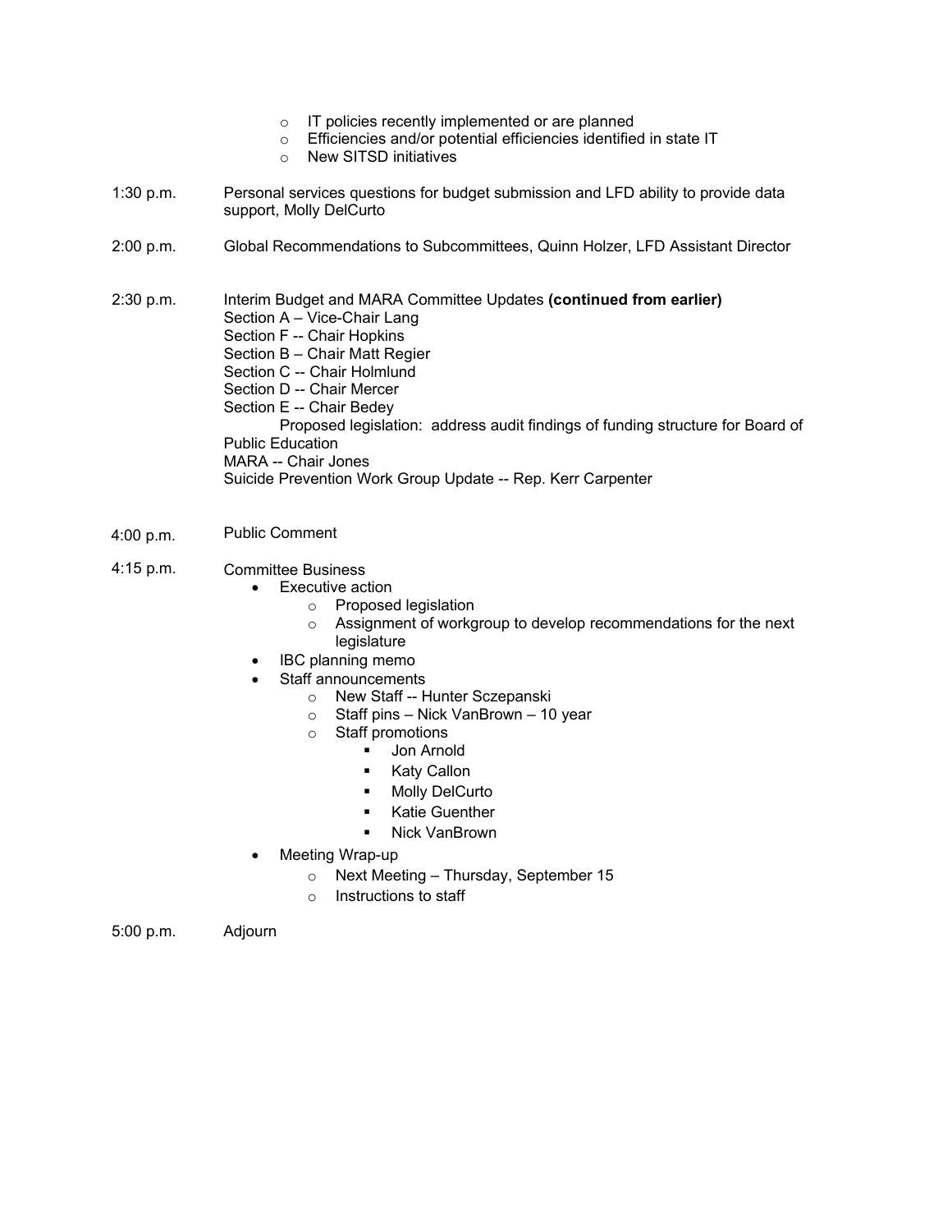- IT policies recently implemented or are planned
- Efficiencies and/or potential efficiencies identified in state IT
- New SITSD initiatives

1:30 p.m. Personal services questions for budget submission and LFD ability to provide data support, Molly DelCurto

2:00 p.m. Global Recommendations to Subcommittees, Quinn Holzer, LFD Assistant Director

2:30 p.m. Interim Budget and MARA Committee Updates **(continued from earlier)**
Section A – Vice-Chair Lang
Section F -- Chair Hopkins
Section B – Chair Matt Regier
Section C -- Chair Holmlund
Section D -- Chair Mercer
Section E -- Chair Bedey
Proposed legislation: address audit findings of funding structure for Board of Public Education
MARA -- Chair Jones
Suicide Prevention Work Group Update -- Rep. Kerr Carpenter

4:00 p.m. Public Comment

4:15 p.m. Committee Business

- Executive action
  - Proposed legislation
  - Assignment of workgroup to develop recommendations for the next legislature
- IBC planning memo
- Staff announcements
  - New Staff -- Hunter Sczepanski
  - Staff pins – Nick VanBrown – 10 year
  - Staff promotions
    - Jon Arnold
    - Katy Callon
    - Molly DelCurto
    - Katie Guenther
    - Nick VanBrown
- Meeting Wrap-up
  - Next Meeting – Thursday, September 15
  - Instructions to staff

5:00 p.m. Adjourn